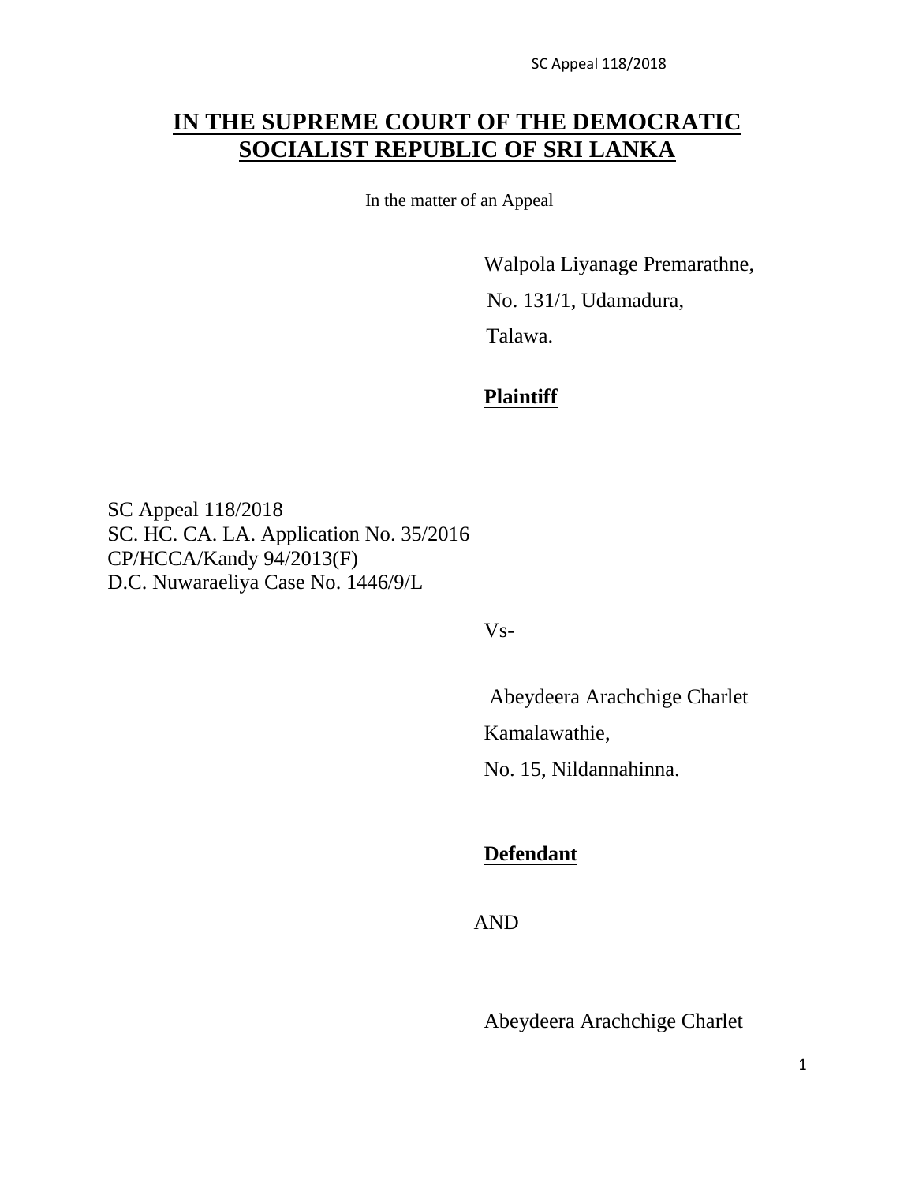# IN THE SUPREME COURT OF THE DEMOCRATIC SOCIALIST REPUBLIC OF SRI LANKA

In the matter of an Appeal

Walpola Liyanage Premarathne,
No. 131/1, Udamadura,
Talawa.

**Plaintiff**

SC Appeal 118/2018
SC. HC. CA. LA. Application No. 35/2016
CP/HCCA/Kandy 94/2013(F)
D.C. Nuwaraeliya Case No. 1446/9/L

Vs-

Abeydeera Arachchige Charlet
Kamalawathie,
No. 15, Nildannahinna.

**Defendant**

AND

Abeydeera Arachchige Charlet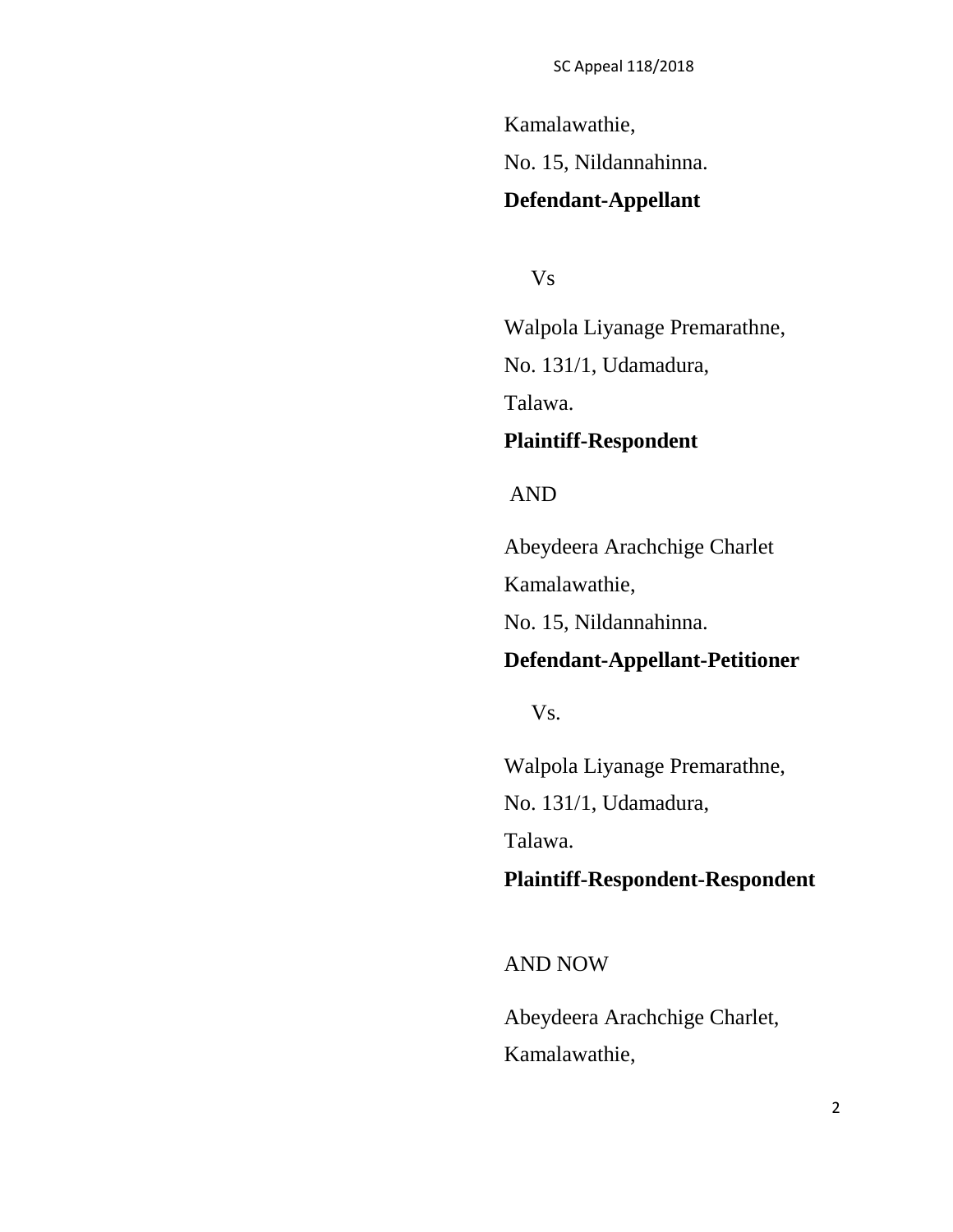Kamalawathie,

No. 15, Nildannahinna.

**Defendant-Appellant**

Vs

Walpola Liyanage Premarathne,

No. 131/1, Udamadura,

Talawa.

**Plaintiff-Respondent**

AND

Abeydeera Arachchige Charlet

Kamalawathie,

No. 15, Nildannahinna.

**Defendant-Appellant-Petitioner**

Vs.

Walpola Liyanage Premarathne,

No. 131/1, Udamadura,

Talawa.

**Plaintiff-Respondent-Respondent**

AND NOW

Abeydeera Arachchige Charlet,

Kamalawathie,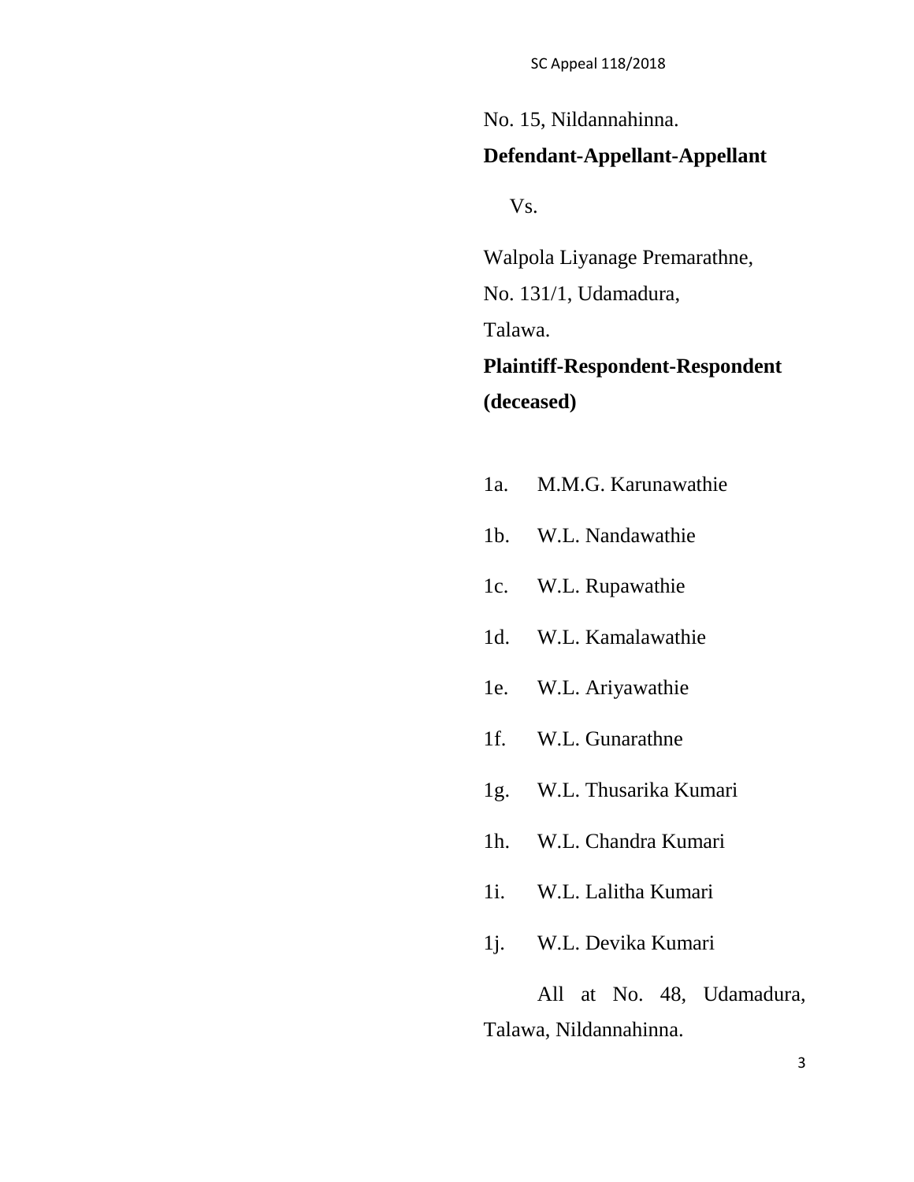No. 15, Nildannahinna.

**Defendant-Appellant-Appellant**

Vs.

Walpola Liyanage Premarathne,
No. 131/1, Udamadura,
Talawa.

**Plaintiff-Respondent-Respondent (deceased)**

1a. M.M.G. Karunawathie

1b. W.L. Nandawathie

1c. W.L. Rupawathie

1d. W.L. Kamalawathie

1e. W.L. Ariyawathie

1f. W.L. Gunarathne

1g. W.L. Thusarika Kumari

1h. W.L. Chandra Kumari

1i. W.L. Lalitha Kumari

1j. W.L. Devika Kumari

All at No. 48, Udamadura, Talawa, Nildannahinna.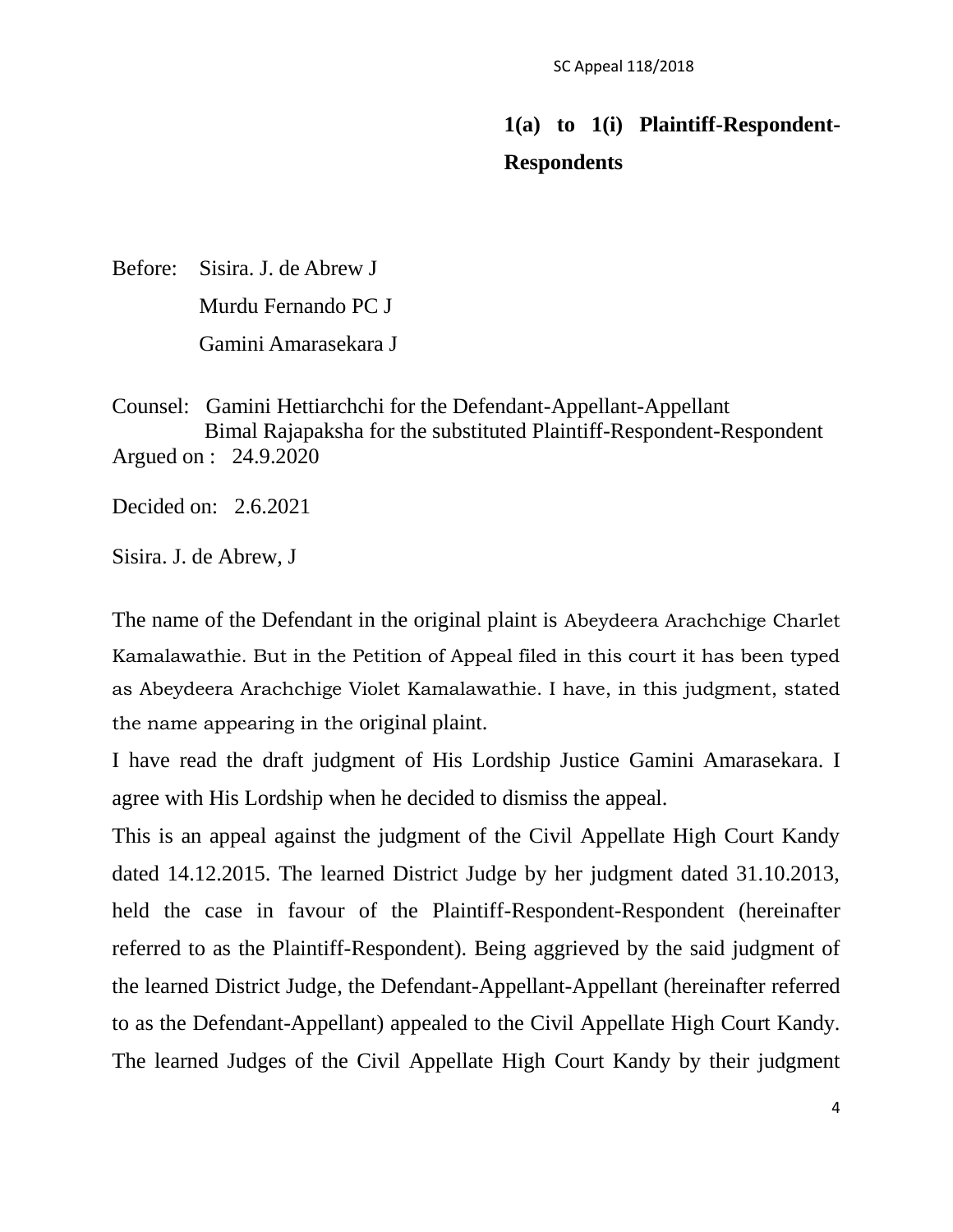**1(a) to 1(i) Plaintiff-Respondent-Respondents**

Before: Sisira. J. de Abrew J
Murdu Fernando PC J
Gamini Amarasekara J

Counsel: Gamini Hettiarchchi for the Defendant-Appellant-Appellant
Bimal Rajapaksha for the substituted Plaintiff-Respondent-Respondent

Argued on : 24.9.2020

Decided on: 2.6.2021

Sisira. J. de Abrew, J

The name of the Defendant in the original plaint is Abeydeera Arachchige Charlet Kamalawathie. But in the Petition of Appeal filed in this court it has been typed as Abeydeera Arachchige Violet Kamalawathie. I have, in this judgment, stated the name appearing in the original plaint.

I have read the draft judgment of His Lordship Justice Gamini Amarasekara. I agree with His Lordship when he decided to dismiss the appeal.

This is an appeal against the judgment of the Civil Appellate High Court Kandy dated 14.12.2015. The learned District Judge by her judgment dated 31.10.2013, held the case in favour of the Plaintiff-Respondent-Respondent (hereinafter referred to as the Plaintiff-Respondent). Being aggrieved by the said judgment of the learned District Judge, the Defendant-Appellant-Appellant (hereinafter referred to as the Defendant-Appellant) appealed to the Civil Appellate High Court Kandy. The learned Judges of the Civil Appellate High Court Kandy by their judgment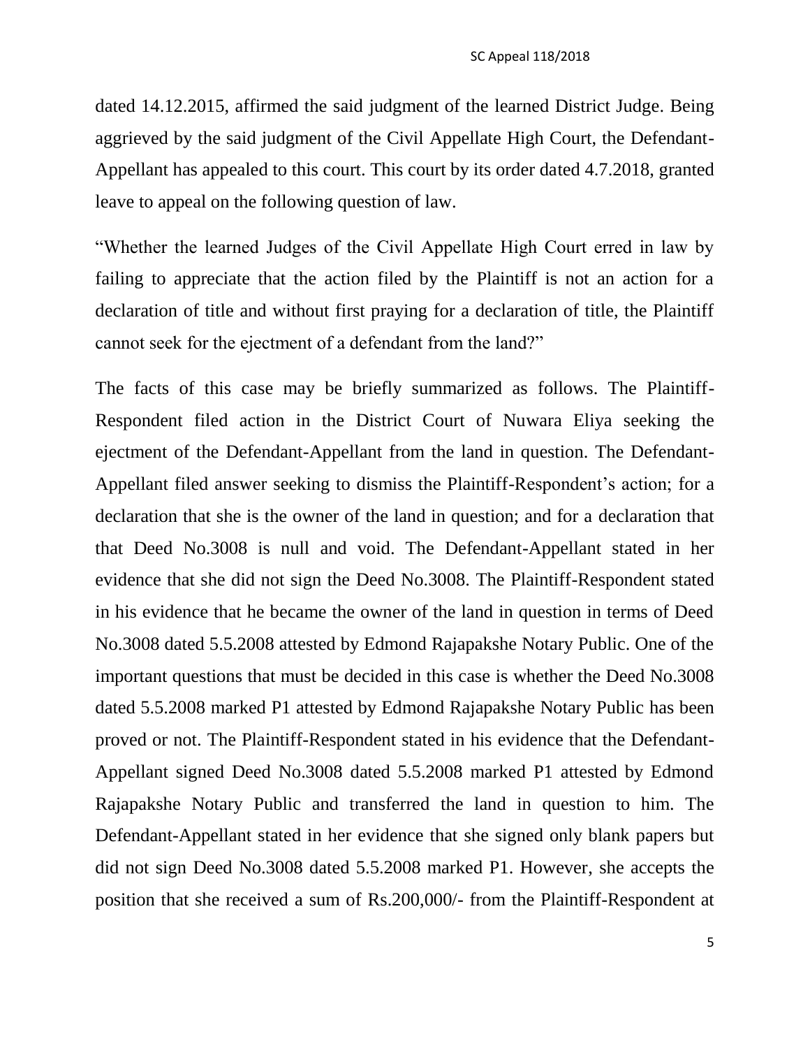dated 14.12.2015, affirmed the said judgment of the learned District Judge. Being aggrieved by the said judgment of the Civil Appellate High Court, the Defendant-Appellant has appealed to this court. This court by its order dated 4.7.2018, granted leave to appeal on the following question of law.

"Whether the learned Judges of the Civil Appellate High Court erred in law by failing to appreciate that the action filed by the Plaintiff is not an action for a declaration of title and without first praying for a declaration of title, the Plaintiff cannot seek for the ejectment of a defendant from the land?"

The facts of this case may be briefly summarized as follows. The Plaintiff-Respondent filed action in the District Court of Nuwara Eliya seeking the ejectment of the Defendant-Appellant from the land in question. The Defendant-Appellant filed answer seeking to dismiss the Plaintiff-Respondent's action; for a declaration that she is the owner of the land in question; and for a declaration that that Deed No.3008 is null and void. The Defendant-Appellant stated in her evidence that she did not sign the Deed No.3008. The Plaintiff-Respondent stated in his evidence that he became the owner of the land in question in terms of Deed No.3008 dated 5.5.2008 attested by Edmond Rajapakshe Notary Public. One of the important questions that must be decided in this case is whether the Deed No.3008 dated 5.5.2008 marked P1 attested by Edmond Rajapakshe Notary Public has been proved or not. The Plaintiff-Respondent stated in his evidence that the Defendant-Appellant signed Deed No.3008 dated 5.5.2008 marked P1 attested by Edmond Rajapakshe Notary Public and transferred the land in question to him. The Defendant-Appellant stated in her evidence that she signed only blank papers but did not sign Deed No.3008 dated 5.5.2008 marked P1. However, she accepts the position that she received a sum of Rs.200,000/- from the Plaintiff-Respondent at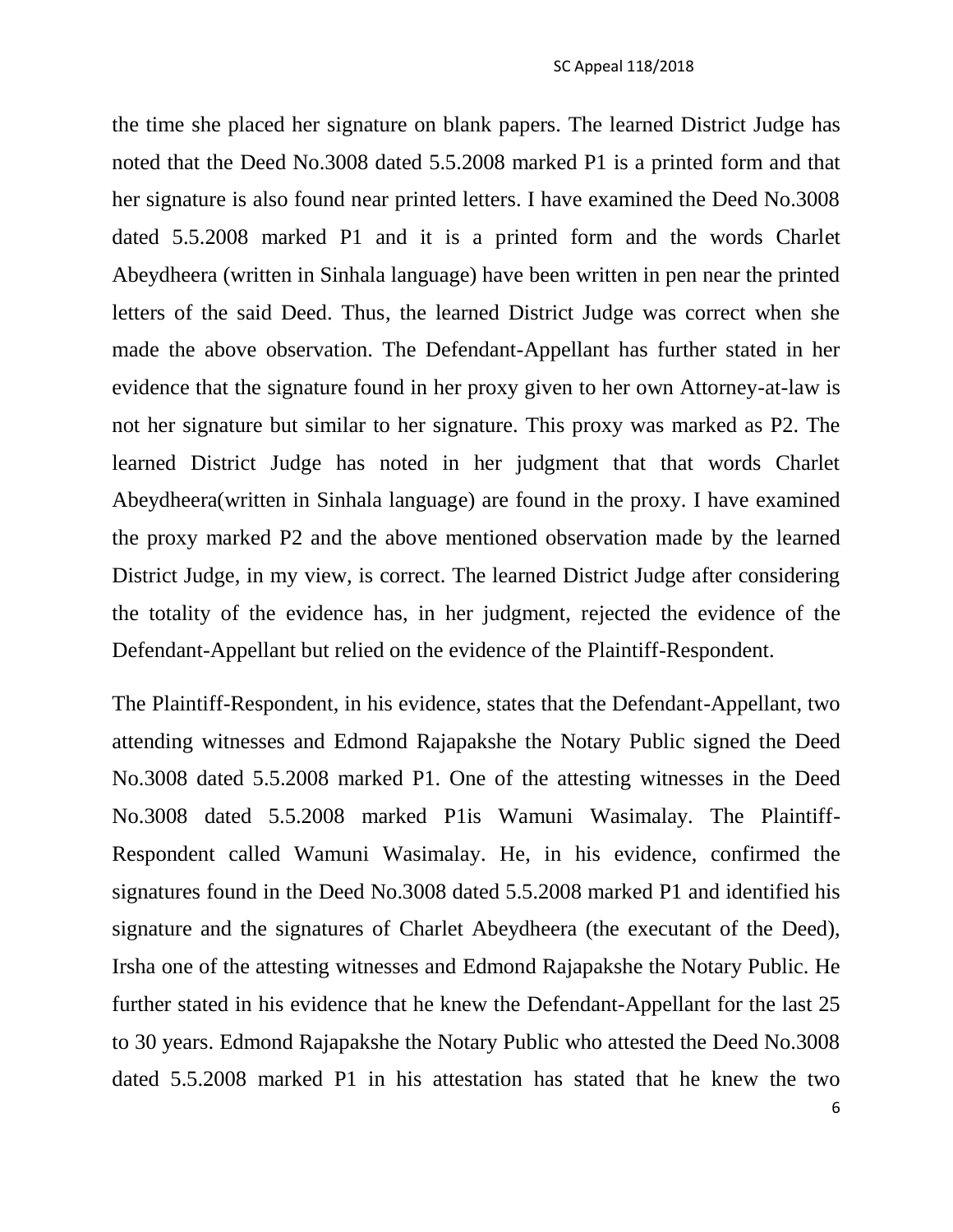the time she placed her signature on blank papers. The learned District Judge has noted that the Deed No.3008 dated 5.5.2008 marked P1 is a printed form and that her signature is also found near printed letters. I have examined the Deed No.3008 dated 5.5.2008 marked P1 and it is a printed form and the words Charlet Abeydheera (written in Sinhala language) have been written in pen near the printed letters of the said Deed. Thus, the learned District Judge was correct when she made the above observation. The Defendant-Appellant has further stated in her evidence that the signature found in her proxy given to her own Attorney-at-law is not her signature but similar to her signature. This proxy was marked as P2. The learned District Judge has noted in her judgment that that words Charlet Abeydheera(written in Sinhala language) are found in the proxy. I have examined the proxy marked P2 and the above mentioned observation made by the learned District Judge, in my view, is correct. The learned District Judge after considering the totality of the evidence has, in her judgment, rejected the evidence of the Defendant-Appellant but relied on the evidence of the Plaintiff-Respondent.

The Plaintiff-Respondent, in his evidence, states that the Defendant-Appellant, two attending witnesses and Edmond Rajapakshe the Notary Public signed the Deed No.3008 dated 5.5.2008 marked P1. One of the attesting witnesses in the Deed No.3008 dated 5.5.2008 marked P1is Wamuni Wasimalay. The Plaintiff-Respondent called Wamuni Wasimalay. He, in his evidence, confirmed the signatures found in the Deed No.3008 dated 5.5.2008 marked P1 and identified his signature and the signatures of Charlet Abeydheera (the executant of the Deed), Irsha one of the attesting witnesses and Edmond Rajapakshe the Notary Public. He further stated in his evidence that he knew the Defendant-Appellant for the last 25 to 30 years. Edmond Rajapakshe the Notary Public who attested the Deed No.3008 dated 5.5.2008 marked P1 in his attestation has stated that he knew the two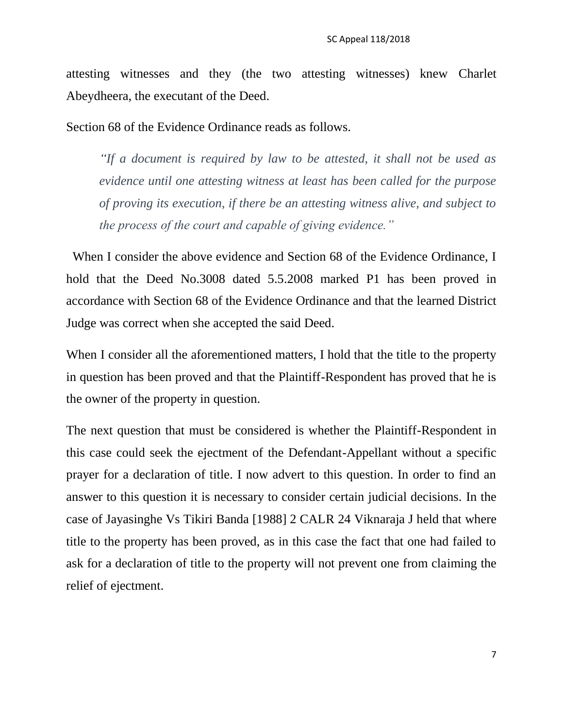attesting witnesses and they (the two attesting witnesses) knew Charlet Abeydheera, the executant of the Deed.

Section 68 of the Evidence Ordinance reads as follows.

> *"If a document is required by law to be attested, it shall not be used as evidence until one attesting witness at least has been called for the purpose of proving its execution, if there be an attesting witness alive, and subject to the process of the court and capable of giving evidence."*

When I consider the above evidence and Section 68 of the Evidence Ordinance, I hold that the Deed No.3008 dated 5.5.2008 marked P1 has been proved in accordance with Section 68 of the Evidence Ordinance and that the learned District Judge was correct when she accepted the said Deed.

When I consider all the aforementioned matters, I hold that the title to the property in question has been proved and that the Plaintiff-Respondent has proved that he is the owner of the property in question.

The next question that must be considered is whether the Plaintiff-Respondent in this case could seek the ejectment of the Defendant-Appellant without a specific prayer for a declaration of title. I now advert to this question. In order to find an answer to this question it is necessary to consider certain judicial decisions. In the case of Jayasinghe Vs Tikiri Banda [1988] 2 CALR 24 Viknaraja J held that where title to the property has been proved, as in this case the fact that one had failed to ask for a declaration of title to the property will not prevent one from claiming the relief of ejectment.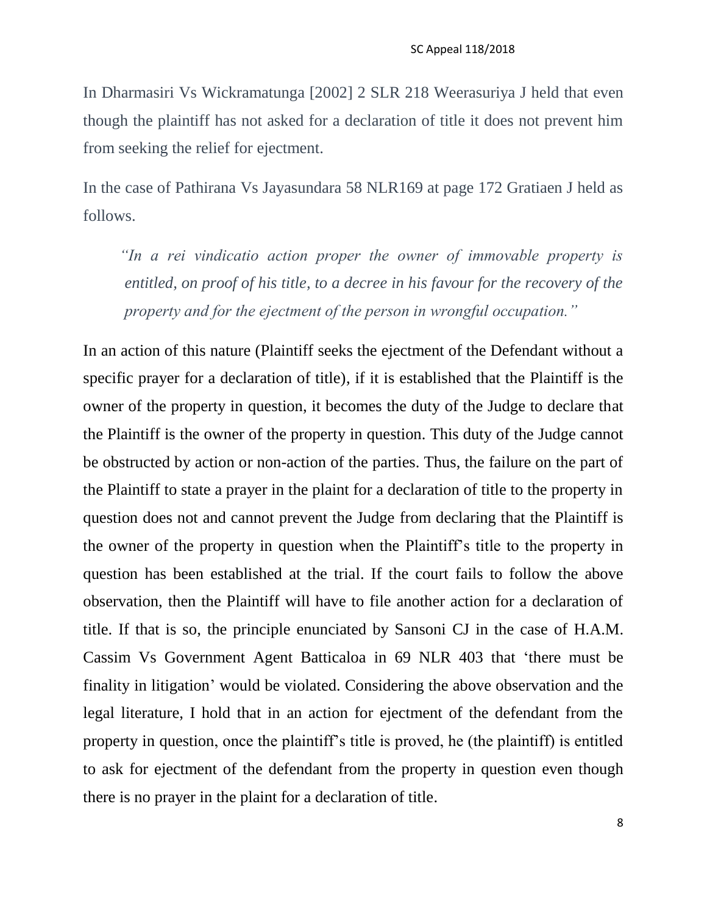In Dharmasiri Vs Wickramatunga [2002] 2 SLR 218 Weerasuriya J held that even though the plaintiff has not asked for a declaration of title it does not prevent him from seeking the relief for ejectment.

In the case of Pathirana Vs Jayasundara 58 NLR169 at page 172 Gratiaen J held as follows.

> *"In a rei vindicatio action proper the owner of immovable property is entitled, on proof of his title, to a decree in his favour for the recovery of the property and for the ejectment of the person in wrongful occupation."*

In an action of this nature (Plaintiff seeks the ejectment of the Defendant without a specific prayer for a declaration of title), if it is established that the Plaintiff is the owner of the property in question, it becomes the duty of the Judge to declare that the Plaintiff is the owner of the property in question. This duty of the Judge cannot be obstructed by action or non-action of the parties. Thus, the failure on the part of the Plaintiff to state a prayer in the plaint for a declaration of title to the property in question does not and cannot prevent the Judge from declaring that the Plaintiff is the owner of the property in question when the Plaintiff's title to the property in question has been established at the trial. If the court fails to follow the above observation, then the Plaintiff will have to file another action for a declaration of title. If that is so, the principle enunciated by Sansoni CJ in the case of H.A.M. Cassim Vs Government Agent Batticaloa in 69 NLR 403 that 'there must be finality in litigation' would be violated. Considering the above observation and the legal literature, I hold that in an action for ejectment of the defendant from the property in question, once the plaintiff's title is proved, he (the plaintiff) is entitled to ask for ejectment of the defendant from the property in question even though there is no prayer in the plaint for a declaration of title.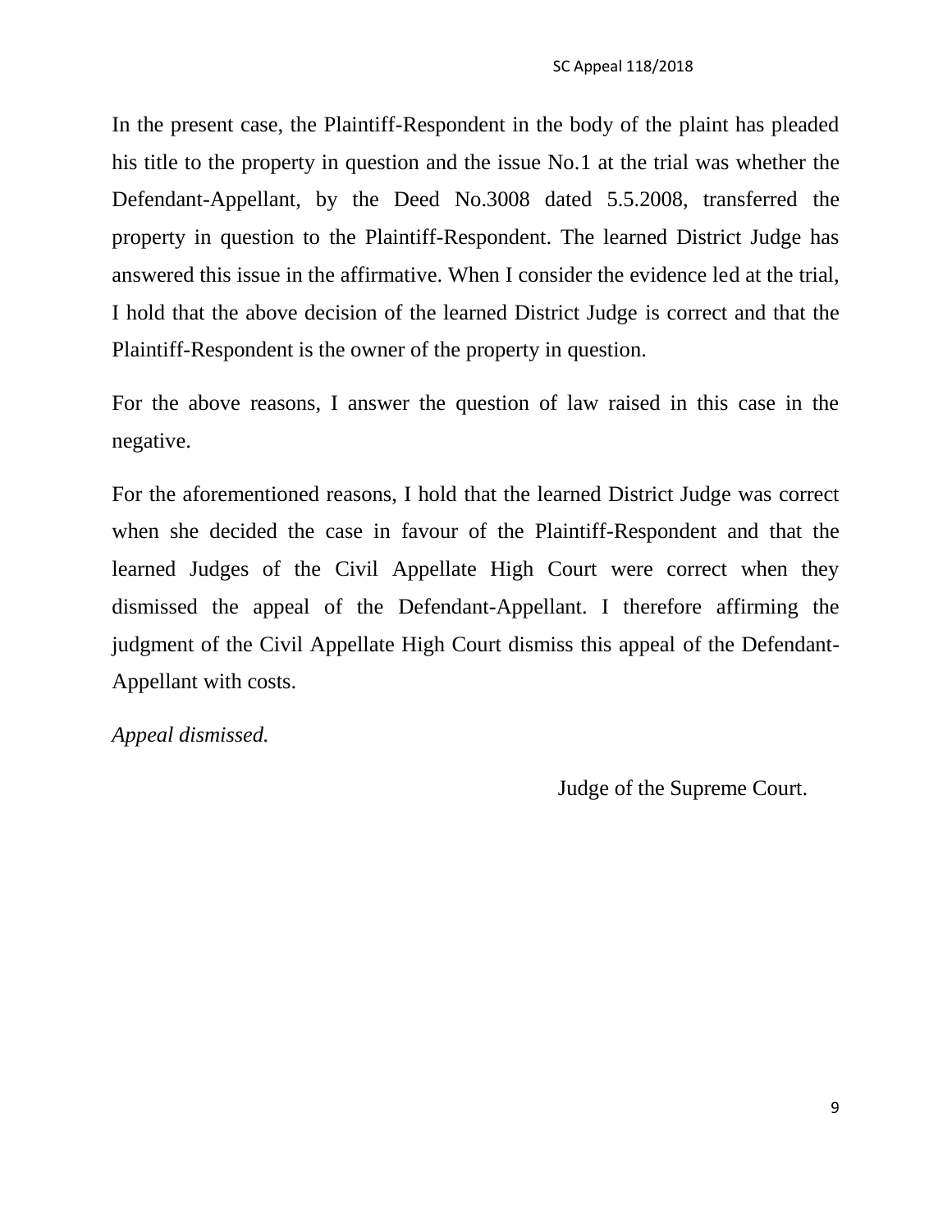In the present case, the Plaintiff-Respondent in the body of the plaint has pleaded his title to the property in question and the issue No.1 at the trial was whether the Defendant-Appellant, by the Deed No.3008 dated 5.5.2008, transferred the property in question to the Plaintiff-Respondent. The learned District Judge has answered this issue in the affirmative. When I consider the evidence led at the trial, I hold that the above decision of the learned District Judge is correct and that the Plaintiff-Respondent is the owner of the property in question.

For the above reasons, I answer the question of law raised in this case in the negative.

For the aforementioned reasons, I hold that the learned District Judge was correct when she decided the case in favour of the Plaintiff-Respondent and that the learned Judges of the Civil Appellate High Court were correct when they dismissed the appeal of the Defendant-Appellant. I therefore affirming the judgment of the Civil Appellate High Court dismiss this appeal of the Defendant-Appellant with costs.

*Appeal dismissed.*

Judge of the Supreme Court.